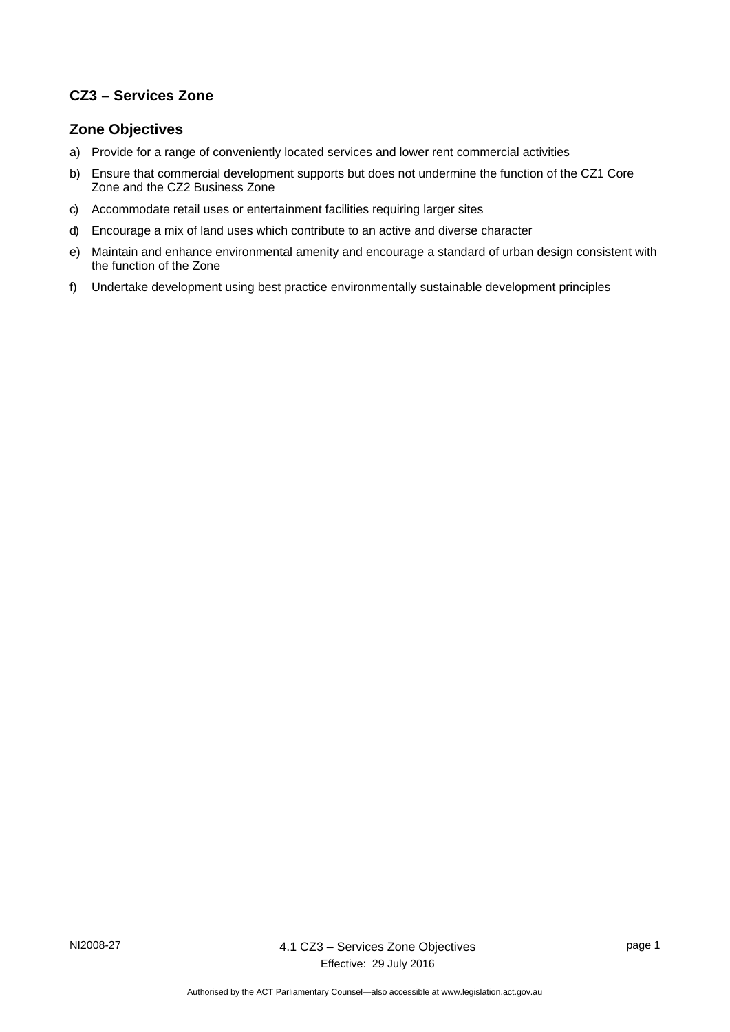## CZ3 – Services Zone

### Zone Objectives

a) Provide for a range of conveniently located services and lower rent commercial activities

b) Ensure that commercial development supports but does not undermine the function of the CZ1 Core Zone and the CZ2 Business Zone

c) Accommodate retail uses or entertainment facilities requiring larger sites

d) Encourage a mix of land uses which contribute to an active and diverse character

e) Maintain and enhance environmental amenity and encourage a standard of urban design consistent with the function of the Zone

f) Undertake development using best practice environmentally sustainable development principles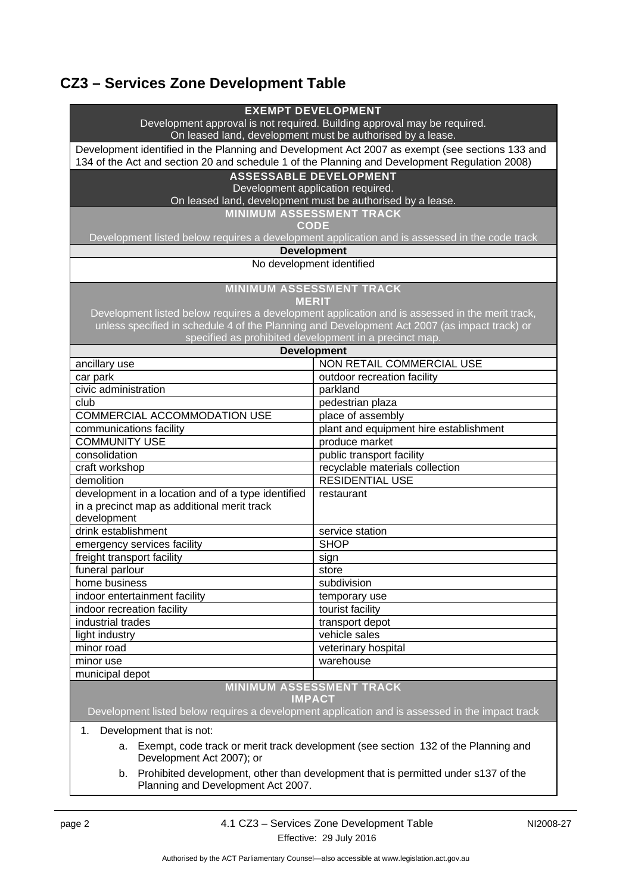## CZ3 – Services Zone Development Table

| EXEMPT DEVELOPMENT<br>Development approval is not required. Building approval may be required.<br>On leased land, development must be authorised by a lease. | |
|---|---|
| Development identified in the Planning and Development Act 2007 as exempt (see sections 133 and 134 of the Act and section 20 and schedule 1 of the Planning and Development Regulation 2008) | |
| **ASSESSABLE DEVELOPMENT**<br>Development application required.<br>On leased land, development must be authorised by a lease. | |
| **MINIMUM ASSESSMENT TRACK**<br>**CODE**<br>Development listed below requires a development application and is assessed in the code track | |
| **Development** | |
| No development identified | |
| **MINIMUM ASSESSMENT TRACK**<br>**MERIT**<br>Development listed below requires a development application and is assessed in the merit track, unless specified in schedule 4 of the Planning and Development Act 2007 (as impact track) or specified as prohibited development in a precinct map. | |
| **Development** | |
| ancillary use | NON RETAIL COMMERCIAL USE |
| car park | outdoor recreation facility |
| civic administration | parkland |
| club | pedestrian plaza |
| COMMERCIAL ACCOMMODATION USE | place of assembly |
| communications facility | plant and equipment hire establishment |
| COMMUNITY USE | produce market |
| consolidation | public transport facility |
| craft workshop | recyclable materials collection |
| demolition | RESIDENTIAL USE |
| development in a location and of a type identified in a precinct map as additional merit track development | restaurant |
| drink establishment | service station |
| emergency services facility | SHOP |
| freight transport facility | sign |
| funeral parlour | store |
| home business | subdivision |
| indoor entertainment facility | temporary use |
| indoor recreation facility | tourist facility |
| industrial trades | transport depot |
| light industry | vehicle sales |
| minor road | veterinary hospital |
| minor use | warehouse |
| municipal depot | |
| **MINIMUM ASSESSMENT TRACK**<br>**IMPACT**<br>Development listed below requires a development application and is assessed in the impact track | |
| 1. Development that is not:<br>a. Exempt, code track or merit track development (see section 132 of the Planning and Development Act 2007); or<br>b. Prohibited development, other than development that is permitted under s137 of the Planning and Development Act 2007. | |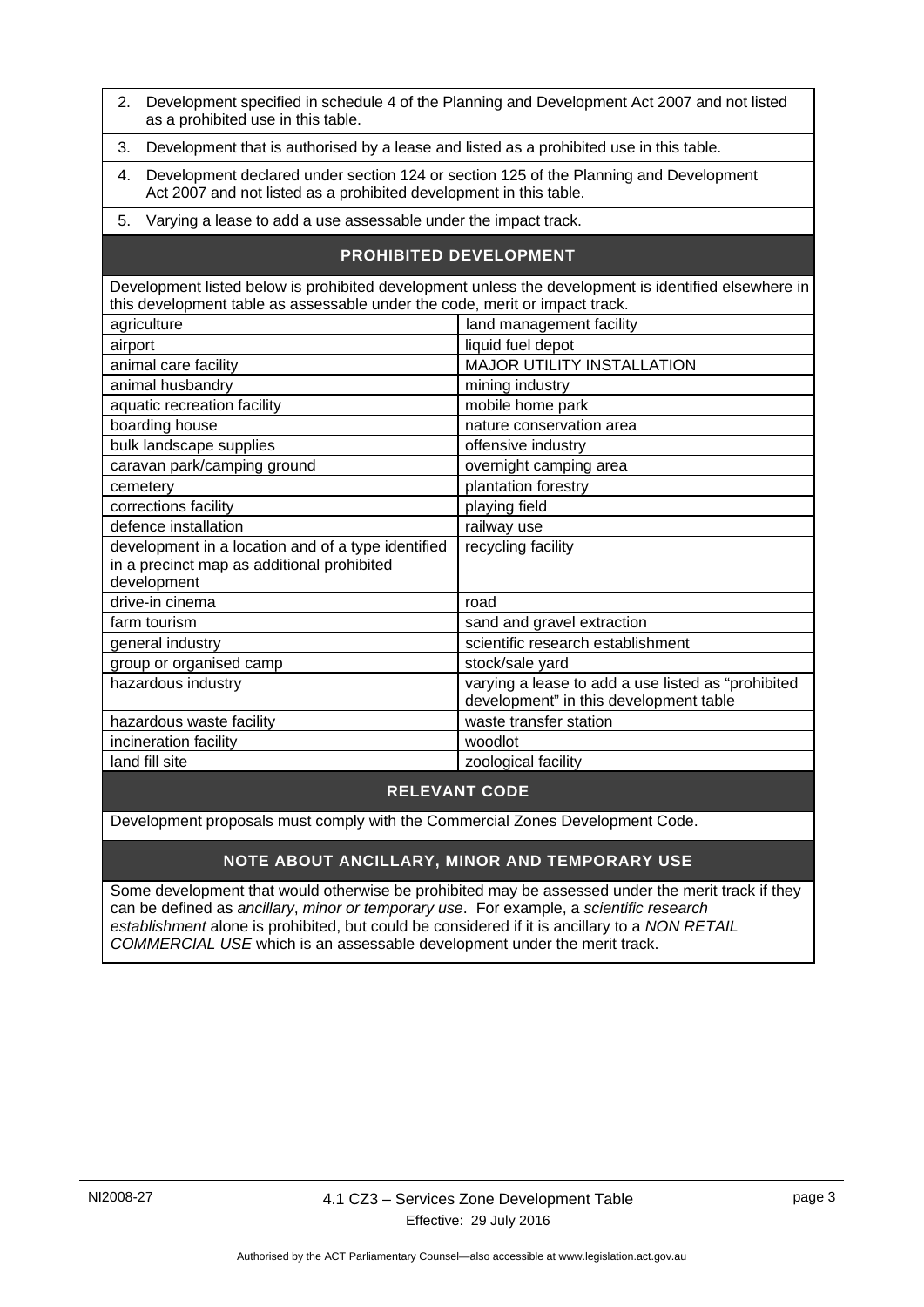2. Development specified in schedule 4 of the Planning and Development Act 2007 and not listed as a prohibited use in this table.
3. Development that is authorised by a lease and listed as a prohibited use in this table.
4. Development declared under section 124 or section 125 of the Planning and Development Act 2007 and not listed as a prohibited development in this table.
5. Varying a lease to add a use assessable under the impact track.

## PROHIBITED DEVELOPMENT

Development listed below is prohibited development unless the development is identified elsewhere in this development table as assessable under the code, merit or impact track.

| | |
|---|---|
| agriculture | land management facility |
| airport | liquid fuel depot |
| animal care facility | MAJOR UTILITY INSTALLATION |
| animal husbandry | mining industry |
| aquatic recreation facility | mobile home park |
| boarding house | nature conservation area |
| bulk landscape supplies | offensive industry |
| caravan park/camping ground | overnight camping area |
| cemetery | plantation forestry |
| corrections facility | playing field |
| defence installation | railway use |
| development in a location and of a type identified in a precinct map as additional prohibited development | recycling facility |
| drive-in cinema | road |
| farm tourism | sand and gravel extraction |
| general industry | scientific research establishment |
| group or organised camp | stock/sale yard |
| hazardous industry | varying a lease to add a use listed as "prohibited development" in this development table |
| hazardous waste facility | waste transfer station |
| incineration facility | woodlot |
| land fill site | zoological facility |

## RELEVANT CODE

Development proposals must comply with the Commercial Zones Development Code.

## NOTE ABOUT ANCILLARY, MINOR AND TEMPORARY USE

Some development that would otherwise be prohibited may be assessed under the merit track if they can be defined as *ancillary*, *minor or temporary use*. For example, a *scientific research establishment* alone is prohibited, but could be considered if it is ancillary to a *NON RETAIL COMMERCIAL USE* which is an assessable development under the merit track.